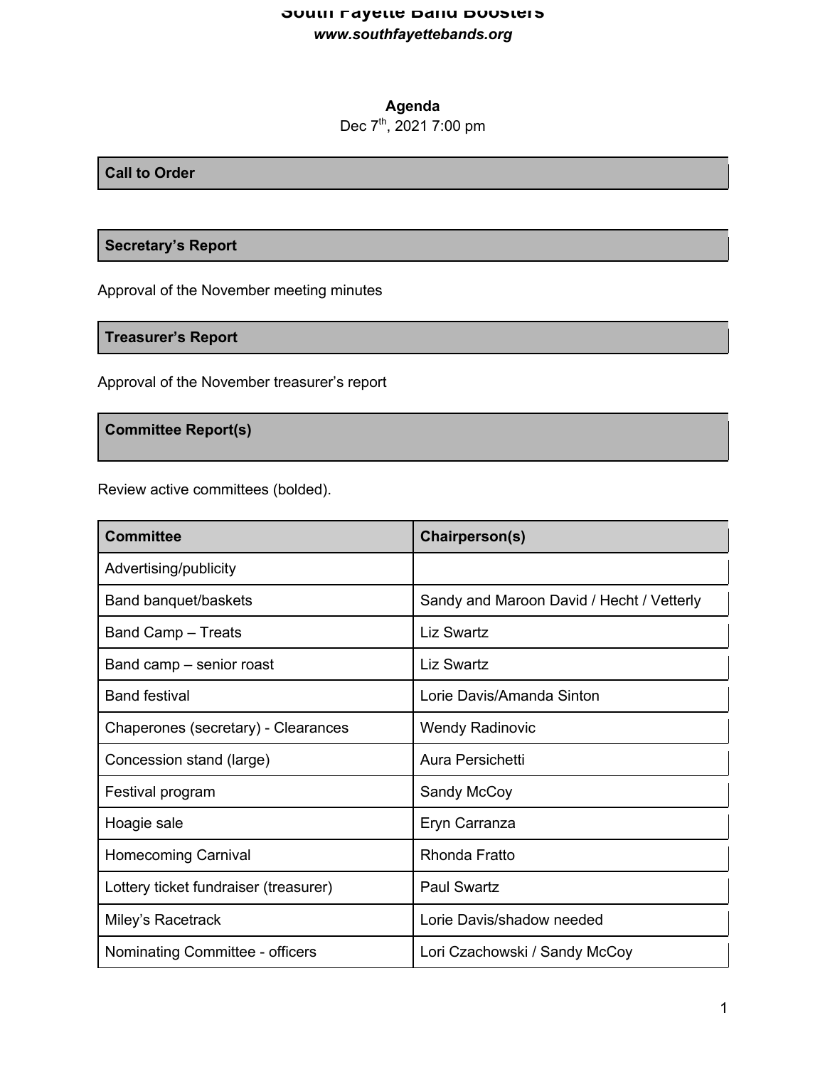# South Fayette Band Boosters

***www.southfayettebands.org***

**Agenda**

Dec 7th, 2021 7:00 pm

## Call to Order

## Secretary's Report

Approval of the November meeting minutes

## Treasurer's Report

Approval of the November treasurer's report

## Committee Report(s)

Review active committees (bolded).

| Committee | Chairperson(s) |
|---|---|
| Advertising/publicity | |
| Band banquet/baskets | Sandy and Maroon David / Hecht / Vetterly |
| Band Camp – Treats | Liz Swartz |
| Band camp – senior roast | Liz Swartz |
| Band festival | Lorie Davis/Amanda Sinton |
| Chaperones (secretary) - Clearances | Wendy Radinovic |
| Concession stand (large) | Aura Persichetti |
| Festival program | Sandy McCoy |
| Hoagie sale | Eryn Carranza |
| Homecoming Carnival | Rhonda Fratto |
| Lottery ticket fundraiser (treasurer) | Paul Swartz |
| Miley's Racetrack | Lorie Davis/shadow needed |
| Nominating Committee - officers | Lori Czachowski / Sandy McCoy |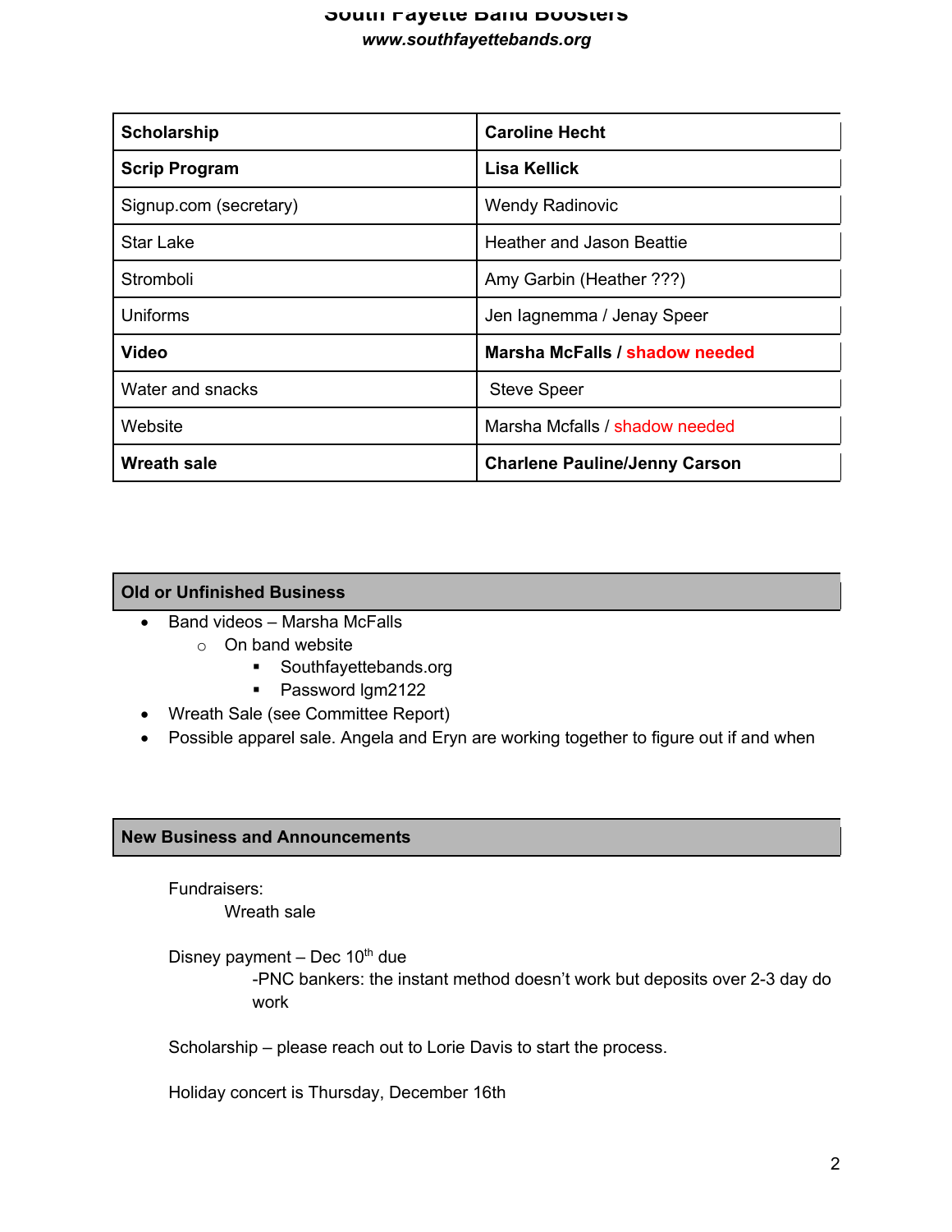| **Scholarship** | **Caroline Hecht** |
|---|---|
| **Scrip Program** | **Lisa Kellick** |
| Signup.com (secretary) | Wendy Radinovic |
| Star Lake | Heather and Jason Beattie |
| Stromboli | Amy Garbin (Heather ???) |
| Uniforms | Jen Iagnemma / Jenay Speer |
| **Video** | **Marsha McFalls / shadow needed** |
| Water and snacks | Steve Speer |
| Website | Marsha Mcfalls / shadow needed |
| **Wreath sale** | **Charlene Pauline/Jenny Carson** |

## Old or Unfinished Business

- Band videos – Marsha McFalls
  - On band website
    - Southfayettebands.org
    - Password lgm2122
- Wreath Sale (see Committee Report)
- Possible apparel sale. Angela and Eryn are working together to figure out if and when

## New Business and Announcements

Fundraisers:

Wreath sale

Disney payment – Dec 10th due

-PNC bankers: the instant method doesn't work but deposits over 2-3 day do work

Scholarship – please reach out to Lorie Davis to start the process.

Holiday concert is Thursday, December 16th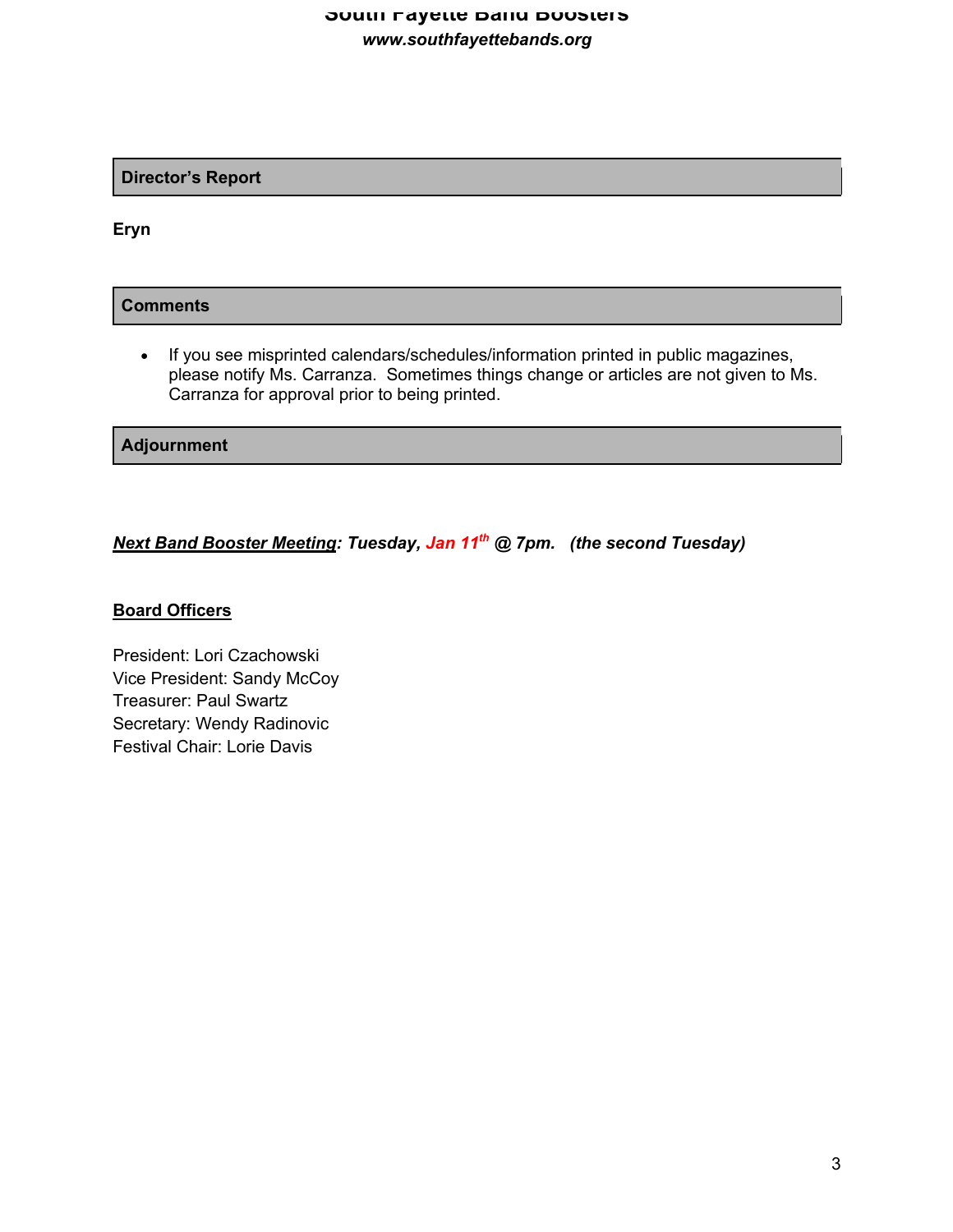## Director's Report

**Eryn**

## Comments

- If you see misprinted calendars/schedules/information printed in public magazines, please notify Ms. Carranza. Sometimes things change or articles are not given to Ms. Carranza for approval prior to being printed.

## Adjournment

***Next Band Booster Meeting*****: *Tuesday, Jan 11th @ 7pm. (the second Tuesday)***

**Board Officers**

President: Lori Czachowski
Vice President: Sandy McCoy
Treasurer: Paul Swartz
Secretary: Wendy Radinovic
Festival Chair: Lorie Davis